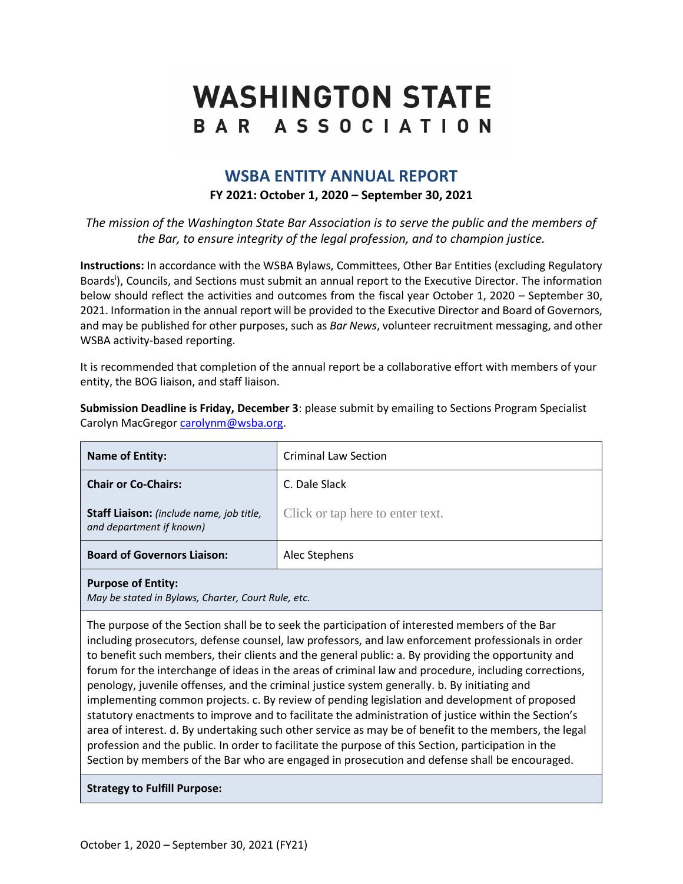# WASHINGTON STATE BAR ASSOCIATION

## WSBA ENTITY ANNUAL REPORT

**FY 2021: October 1, 2020 – September 30, 2021**

*The mission of the Washington State Bar Association is to serve the public and the members of the Bar, to ensure integrity of the legal profession, and to champion justice.*

**Instructions:** In accordance with the WSBA Bylaws, Committees, Other Bar Entities (excluding Regulatory Boards[i]), Councils, and Sections must submit an annual report to the Executive Director. The information below should reflect the activities and outcomes from the fiscal year October 1, 2020 – September 30, 2021. Information in the annual report will be provided to the Executive Director and Board of Governors, and may be published for other purposes, such as *Bar News*, volunteer recruitment messaging, and other WSBA activity-based reporting.

It is recommended that completion of the annual report be a collaborative effort with members of your entity, the BOG liaison, and staff liaison.

**Submission Deadline is Friday, December 3**: please submit by emailing to Sections Program Specialist Carolyn MacGregor carolynm@wsba.org.

| **Name of Entity:** | Criminal Law Section |
|---|---|
| **Chair or Co-Chairs:** | C. Dale Slack |
| **Staff Liaison:** *(include name, job title, and department if known)* | Click or tap here to enter text. |
| **Board of Governors Liaison:** | Alec Stephens |

**Purpose of Entity:**
*May be stated in Bylaws, Charter, Court Rule, etc.*

The purpose of the Section shall be to seek the participation of interested members of the Bar including prosecutors, defense counsel, law professors, and law enforcement professionals in order to benefit such members, their clients and the general public: a. By providing the opportunity and forum for the interchange of ideas in the areas of criminal law and procedure, including corrections, penology, juvenile offenses, and the criminal justice system generally. b. By initiating and implementing common projects. c. By review of pending legislation and development of proposed statutory enactments to improve and to facilitate the administration of justice within the Section's area of interest. d. By undertaking such other service as may be of benefit to the members, the legal profession and the public. In order to facilitate the purpose of this Section, participation in the Section by members of the Bar who are engaged in prosecution and defense shall be encouraged.

**Strategy to Fulfill Purpose:**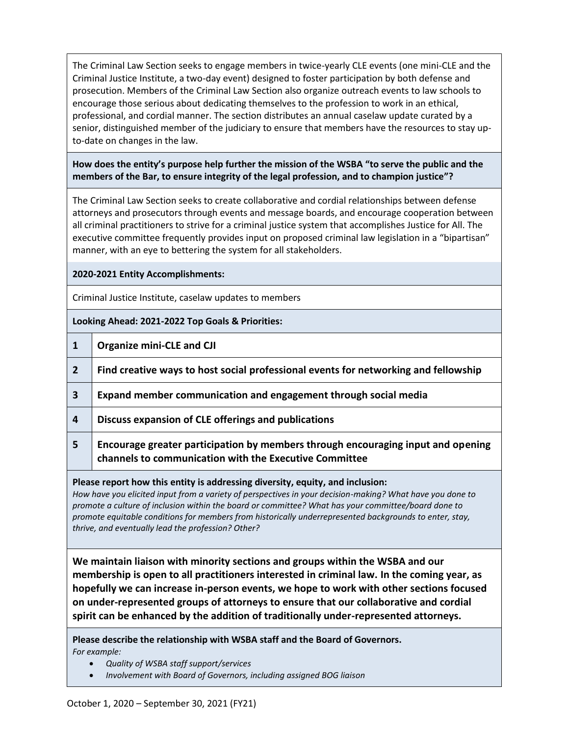The Criminal Law Section seeks to engage members in twice-yearly CLE events (one mini-CLE and the Criminal Justice Institute, a two-day event) designed to foster participation by both defense and prosecution. Members of the Criminal Law Section also organize outreach events to law schools to encourage those serious about dedicating themselves to the profession to work in an ethical, professional, and cordial manner. The section distributes an annual caselaw update curated by a senior, distinguished member of the judiciary to ensure that members have the resources to stay up-to-date on changes in the law.

**How does the entity's purpose help further the mission of the WSBA "to serve the public and the members of the Bar, to ensure integrity of the legal profession, and to champion justice"?**

The Criminal Law Section seeks to create collaborative and cordial relationships between defense attorneys and prosecutors through events and message boards, and encourage cooperation between all criminal practitioners to strive for a criminal justice system that accomplishes Justice for All. The executive committee frequently provides input on proposed criminal law legislation in a "bipartisan" manner, with an eye to bettering the system for all stakeholders.

**2020-2021 Entity Accomplishments:**

Criminal Justice Institute, caselaw updates to members

**Looking Ahead: 2021-2022 Top Goals & Priorities:**

| | |
|---|---|
| **1** | **Organize mini-CLE and CJI** |
| **2** | **Find creative ways to host social professional events for networking and fellowship** |
| **3** | **Expand member communication and engagement through social media** |
| **4** | **Discuss expansion of CLE offerings and publications** |
| **5** | **Encourage greater participation by members through encouraging input and opening channels to communication with the Executive Committee** |

**Please report how this entity is addressing diversity, equity, and inclusion:**
*How have you elicited input from a variety of perspectives in your decision-making? What have you done to promote a culture of inclusion within the board or committee? What has your committee/board done to promote equitable conditions for members from historically underrepresented backgrounds to enter, stay, thrive, and eventually lead the profession? Other?*

**We maintain liaison with minority sections and groups within the WSBA and our membership is open to all practitioners interested in criminal law. In the coming year, as hopefully we can increase in-person events, we hope to work with other sections focused on under-represented groups of attorneys to ensure that our collaborative and cordial spirit can be enhanced by the addition of traditionally under-represented attorneys.**

**Please describe the relationship with WSBA staff and the Board of Governors.**
*For example:*

- *Quality of WSBA staff support/services*
- *Involvement with Board of Governors, including assigned BOG liaison*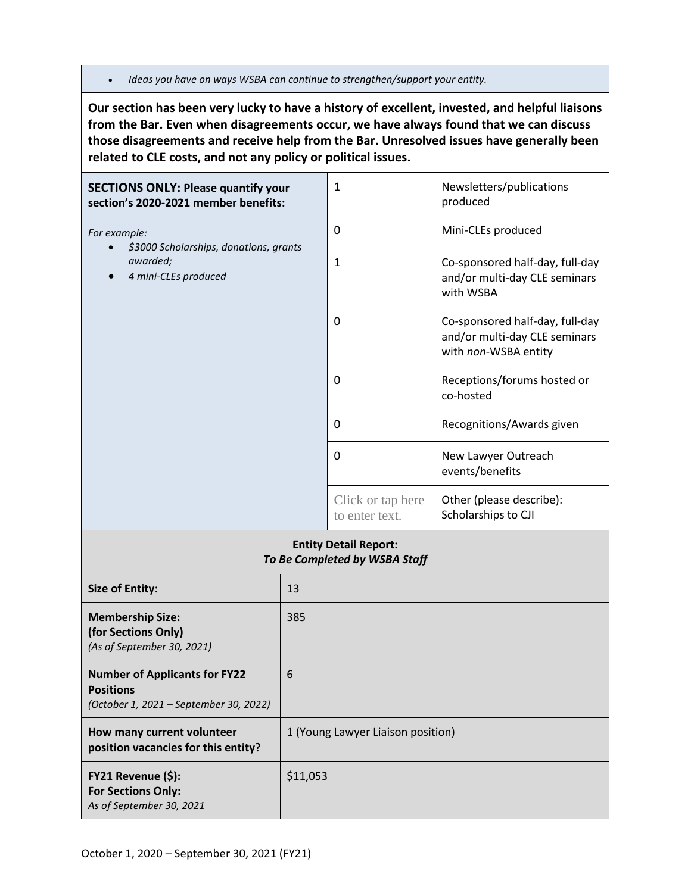- *Ideas you have on ways WSBA can continue to strengthen/support your entity.*

**Our section has been very lucky to have a history of excellent, invested, and helpful liaisons from the Bar. Even when disagreements occur, we have always found that we can discuss those disagreements and receive help from the Bar. Unresolved issues have generally been related to CLE costs, and not any policy or political issues.**

| **SECTIONS ONLY: Please quantify your section's 2020-2021 member benefits:** *For example:* *• $3000 Scholarships, donations, grants awarded;* *• 4 mini-CLEs produced* | | |
|---|---|---|
| | 1 | Newsletters/publications produced |
| | 0 | Mini-CLEs produced |
| | 1 | Co-sponsored half-day, full-day and/or multi-day CLE seminars with WSBA |
| | 0 | Co-sponsored half-day, full-day and/or multi-day CLE seminars with *non*-WSBA entity |
| | 0 | Receptions/forums hosted or co-hosted |
| | 0 | Recognitions/Awards given |
| | 0 | New Lawyer Outreach events/benefits |
| | Click or tap here to enter text. | Other (please describe): Scholarships to CJI |

**Entity Detail Report:**
***To Be Completed by WSBA Staff***

| | |
|---|---|
| **Size of Entity:** | 13 |
| **Membership Size: (for Sections Only)** *(As of September 30, 2021)* | 385 |
| **Number of Applicants for FY22 Positions** *(October 1, 2021 – September 30, 2022)* | 6 |
| **How many current volunteer position vacancies for this entity?** | 1 (Young Lawyer Liaison position) |
| **FY21 Revenue ($): For Sections Only:** *As of September 30, 2021* | $11,053 |

October 1, 2020 – September 30, 2021 (FY21)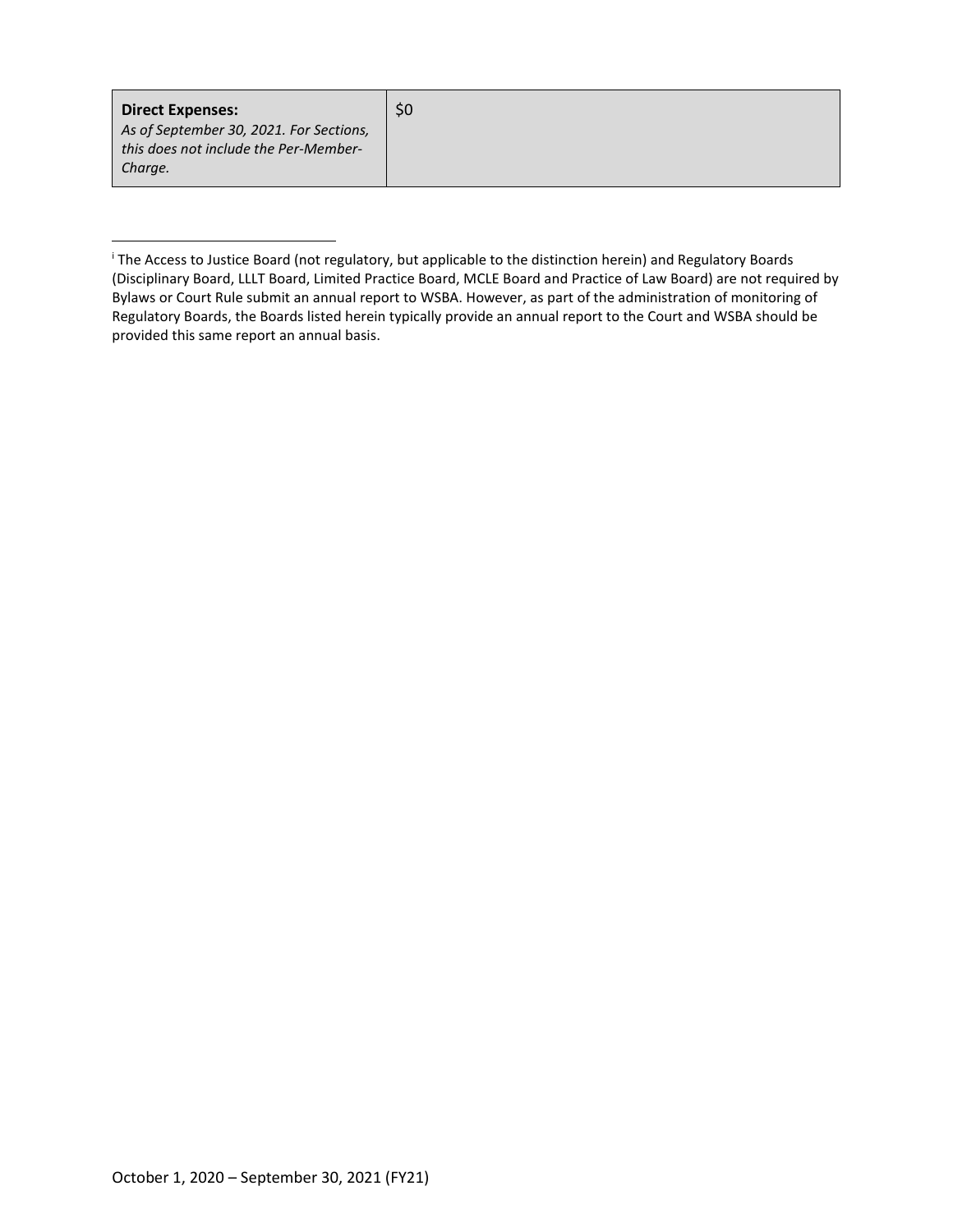| | |
|---|---|
| **Direct Expenses:**<br>*As of September 30, 2021. For Sections, this does not include the Per-Member-Charge.* | $0 |

---

[i] The Access to Justice Board (not regulatory, but applicable to the distinction herein) and Regulatory Boards (Disciplinary Board, LLLT Board, Limited Practice Board, MCLE Board and Practice of Law Board) are not required by Bylaws or Court Rule submit an annual report to WSBA. However, as part of the administration of monitoring of Regulatory Boards, the Boards listed herein typically provide an annual report to the Court and WSBA should be provided this same report an annual basis.